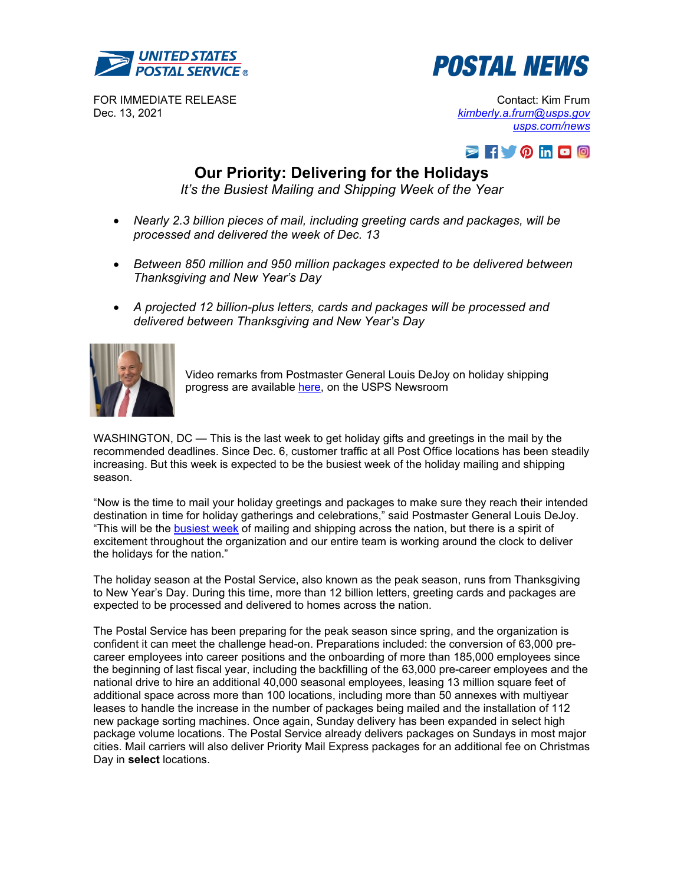UNITED STATES POSTAL SERVICE®

**POSTAL NEWS**

FOR IMMEDIATE RELEASE
Dec. 13, 2021

Contact: Kim Frum
kimberly.a.frum@usps.gov
usps.com/news

# Our Priority: Delivering for the Holidays

*It's the Busiest Mailing and Shipping Week of the Year*

- *Nearly 2.3 billion pieces of mail, including greeting cards and packages, will be processed and delivered the week of Dec. 13*
- *Between 850 million and 950 million packages expected to be delivered between Thanksgiving and New Year's Day*
- *A projected 12 billion-plus letters, cards and packages will be processed and delivered between Thanksgiving and New Year's Day*

Video remarks from Postmaster General Louis DeJoy on holiday shipping progress are available [here](), on the USPS Newsroom

WASHINGTON, DC — This is the last week to get holiday gifts and greetings in the mail by the recommended deadlines. Since Dec. 6, customer traffic at all Post Office locations has been steadily increasing. But this week is expected to be the busiest week of the holiday mailing and shipping season.

"Now is the time to mail your holiday greetings and packages to make sure they reach their intended destination in time for holiday gatherings and celebrations," said Postmaster General Louis DeJoy. "This will be the [busiest week]() of mailing and shipping across the nation, but there is a spirit of excitement throughout the organization and our entire team is working around the clock to deliver the holidays for the nation."

The holiday season at the Postal Service, also known as the peak season, runs from Thanksgiving to New Year's Day. During this time, more than 12 billion letters, greeting cards and packages are expected to be processed and delivered to homes across the nation.

The Postal Service has been preparing for the peak season since spring, and the organization is confident it can meet the challenge head-on. Preparations included: the conversion of 63,000 pre-career employees into career positions and the onboarding of more than 185,000 employees since the beginning of last fiscal year, including the backfilling of the 63,000 pre-career employees and the national drive to hire an additional 40,000 seasonal employees, leasing 13 million square feet of additional space across more than 100 locations, including more than 50 annexes with multiyear leases to handle the increase in the number of packages being mailed and the installation of 112 new package sorting machines. Once again, Sunday delivery has been expanded in select high package volume locations. The Postal Service already delivers packages on Sundays in most major cities. Mail carriers will also deliver Priority Mail Express packages for an additional fee on Christmas Day in **select** locations.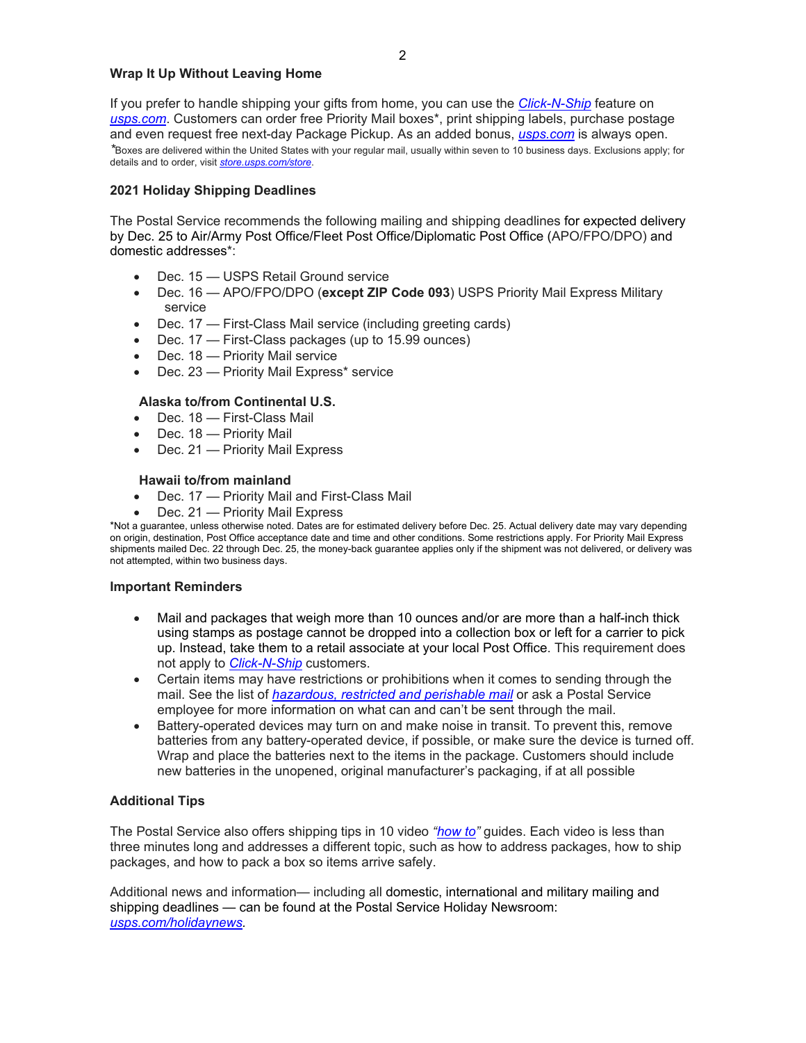### Wrap It Up Without Leaving Home

If you prefer to handle shipping your gifts from home, you can use the *Click-N-Ship* feature on *usps.com*. Customers can order free Priority Mail boxes*, print shipping labels, purchase postage and even request free next-day Package Pickup. As an added bonus, *usps.com* is always open.

*Boxes are delivered within the United States with your regular mail, usually within seven to 10 business days. Exclusions apply; for details and to order, visit *store.usps.com/store*.

### 2021 Holiday Shipping Deadlines

The Postal Service recommends the following mailing and shipping deadlines for expected delivery by Dec. 25 to Air/Army Post Office/Fleet Post Office/Diplomatic Post Office (APO/FPO/DPO) and domestic addresses*:

- Dec. 15 — USPS Retail Ground service
- Dec. 16 — APO/FPO/DPO (**except ZIP Code 093**) USPS Priority Mail Express Military service
- Dec. 17 — First-Class Mail service (including greeting cards)
- Dec. 17 — First-Class packages (up to 15.99 ounces)
- Dec. 18 — Priority Mail service
- Dec. 23 — Priority Mail Express* service

**Alaska to/from Continental U.S.**

- Dec. 18 — First-Class Mail
- Dec. 18 — Priority Mail
- Dec. 21 — Priority Mail Express

**Hawaii to/from mainland**

- Dec. 17 — Priority Mail and First-Class Mail
- Dec. 21 — Priority Mail Express

*Not a guarantee, unless otherwise noted. Dates are for estimated delivery before Dec. 25. Actual delivery date may vary depending on origin, destination, Post Office acceptance date and time and other conditions. Some restrictions apply. For Priority Mail Express shipments mailed Dec. 22 through Dec. 25, the money-back guarantee applies only if the shipment was not delivered, or delivery was not attempted, within two business days.

### Important Reminders

- Mail and packages that weigh more than 10 ounces and/or are more than a half-inch thick using stamps as postage cannot be dropped into a collection box or left for a carrier to pick up. Instead, take them to a retail associate at your local Post Office. This requirement does not apply to *Click-N-Ship* customers.
- Certain items may have restrictions or prohibitions when it comes to sending through the mail. See the list of *hazardous, restricted and perishable mail* or ask a Postal Service employee for more information on what can and can't be sent through the mail.
- Battery-operated devices may turn on and make noise in transit. To prevent this, remove batteries from any battery-operated device, if possible, or make sure the device is turned off. Wrap and place the batteries next to the items in the package. Customers should include new batteries in the unopened, original manufacturer's packaging, if at all possible

### Additional Tips

The Postal Service also offers shipping tips in 10 video *"how to"* guides. Each video is less than three minutes long and addresses a different topic, such as how to address packages, how to ship packages, and how to pack a box so items arrive safely.

Additional news and information— including all domestic, international and military mailing and shipping deadlines — can be found at the Postal Service Holiday Newsroom: *usps.com/holidaynews*.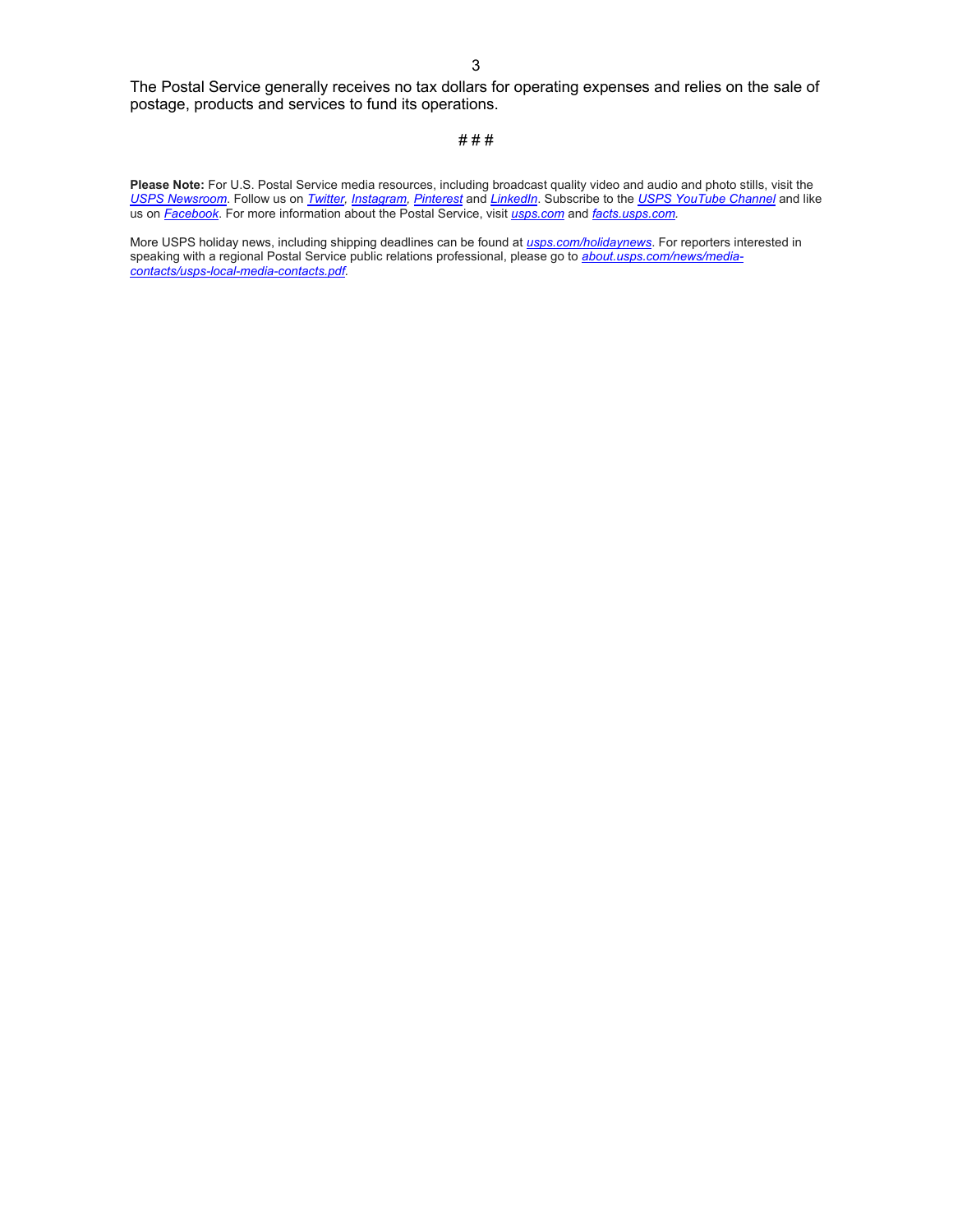The Postal Service generally receives no tax dollars for operating expenses and relies on the sale of postage, products and services to fund its operations.

# # #

**Please Note:** For U.S. Postal Service media resources, including broadcast quality video and audio and photo stills, visit the *USPS Newsroom*. Follow us on *Twitter*, *Instagram*, *Pinterest* and *LinkedIn*. Subscribe to the *USPS YouTube Channel* and like us on *Facebook*. For more information about the Postal Service, visit *usps.com* and *facts.usps.com*.

More USPS holiday news, including shipping deadlines can be found at *usps.com/holidaynews*. For reporters interested in speaking with a regional Postal Service public relations professional, please go to *about.usps.com/news/media-contacts/usps-local-media-contacts.pdf*.